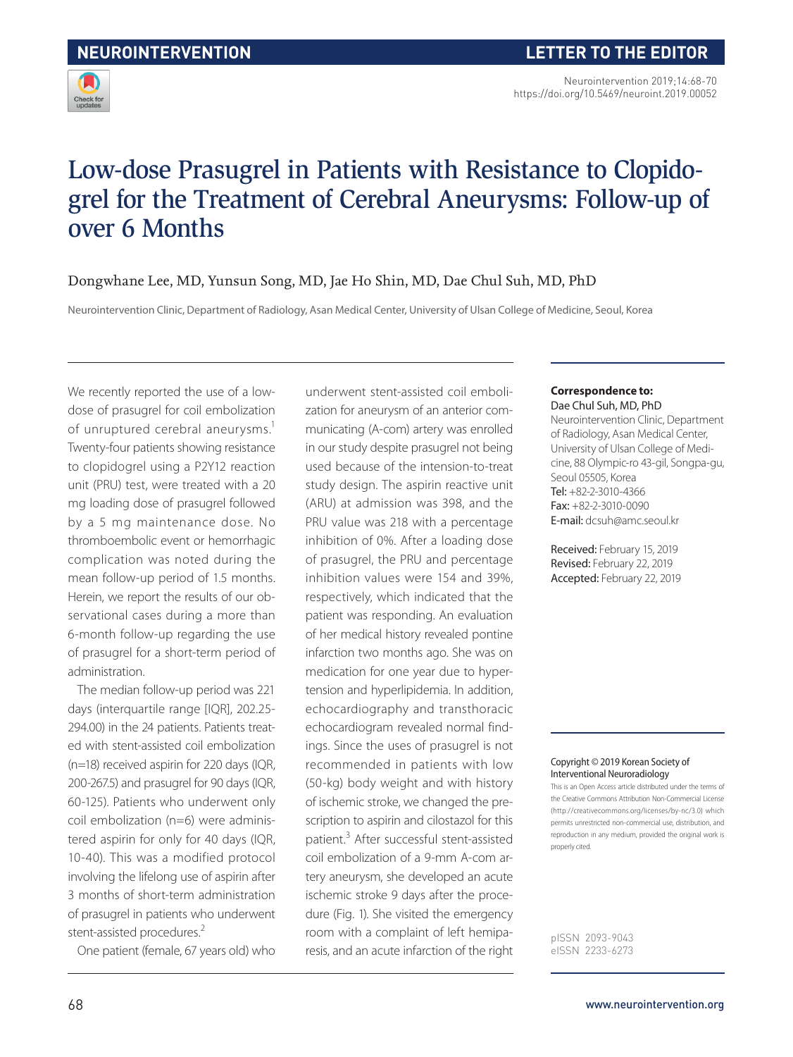NEUROINTERVENTION

LETTER TO THE EDITOR

# Low-dose Prasugrel in Patients with Resistance to Clopidogrel for the Treatment of Cerebral Aneurysms: Follow-up of over 6 Months

Dongwhane Lee, MD, Yunsun Song, MD, Jae Ho Shin, MD, Dae Chul Suh, MD, PhD

Neurointervention Clinic, Department of Radiology, Asan Medical Center, University of Ulsan College of Medicine, Seoul, Korea

**Correspondence to:**
Dae Chul Suh, MD, PhD
Neurointervention Clinic, Department of Radiology, Asan Medical Center, University of Ulsan College of Medicine, 88 Olympic-ro 43-gil, Songpa-gu, Seoul 05505, Korea
**Tel:** +82-2-3010-4366
**Fax:** +82-2-3010-0090
**E-mail:** dcsuh@amc.seoul.kr

**Received:** February 15, 2019
**Revised:** February 22, 2019
**Accepted:** February 22, 2019

Copyright © 2019 Korean Society of Interventional Neuroradiology
This is an Open Access article distributed under the terms of the Creative Commons Attribution Non-Commercial License (http://creativecommons.org/licenses/by-nc/3.0) which permits unrestricted non-commercial use, distribution, and reproduction in any medium, provided the original work is properly cited.

pISSN 2093-9043
eISSN 2233-6273

We recently reported the use of a low-dose of prasugrel for coil embolization of unruptured cerebral aneurysms.[1] Twenty-four patients showing resistance to clopidogrel using a P2Y12 reaction unit (PRU) test, were treated with a 20 mg loading dose of prasugrel followed by a 5 mg maintenance dose. No thromboembolic event or hemorrhagic complication was noted during the mean follow-up period of 1.5 months. Herein, we report the results of our observational cases during a more than 6-month follow-up regarding the use of prasugrel for a short-term period of administration.

The median follow-up period was 221 days (interquartile range [IQR], 202.25-294.00) in the 24 patients. Patients treated with stent-assisted coil embolization (n=18) received aspirin for 220 days (IQR, 200-267.5) and prasugrel for 90 days (IQR, 60-125). Patients who underwent only coil embolization (n=6) were administered aspirin for only for 40 days (IQR, 10-40). This was a modified protocol involving the lifelong use of aspirin after 3 months of short-term administration of prasugrel in patients who underwent stent-assisted procedures.[2]

One patient (female, 67 years old) who underwent stent-assisted coil embolization for aneurysm of an anterior communicating (A-com) artery was enrolled in our study despite prasugrel not being used because of the intension-to-treat study design. The aspirin reactive unit (ARU) at admission was 398, and the PRU value was 218 with a percentage inhibition of 0%. After a loading dose of prasugrel, the PRU and percentage inhibition values were 154 and 39%, respectively, which indicated that the patient was responding. An evaluation of her medical history revealed pontine infarction two months ago. She was on medication for one year due to hypertension and hyperlipidemia. In addition, echocardiography and transthoracic echocardiogram revealed normal findings. Since the uses of prasugrel is not recommended in patients with low (50-kg) body weight and with history of ischemic stroke, we changed the prescription to aspirin and cilostazol for this patient.[3] After successful stent-assisted coil embolization of a 9-mm A-com artery aneurysm, she developed an acute ischemic stroke 9 days after the procedure (Fig. 1). She visited the emergency room with a complaint of left hemiparesis, and an acute infarction of the right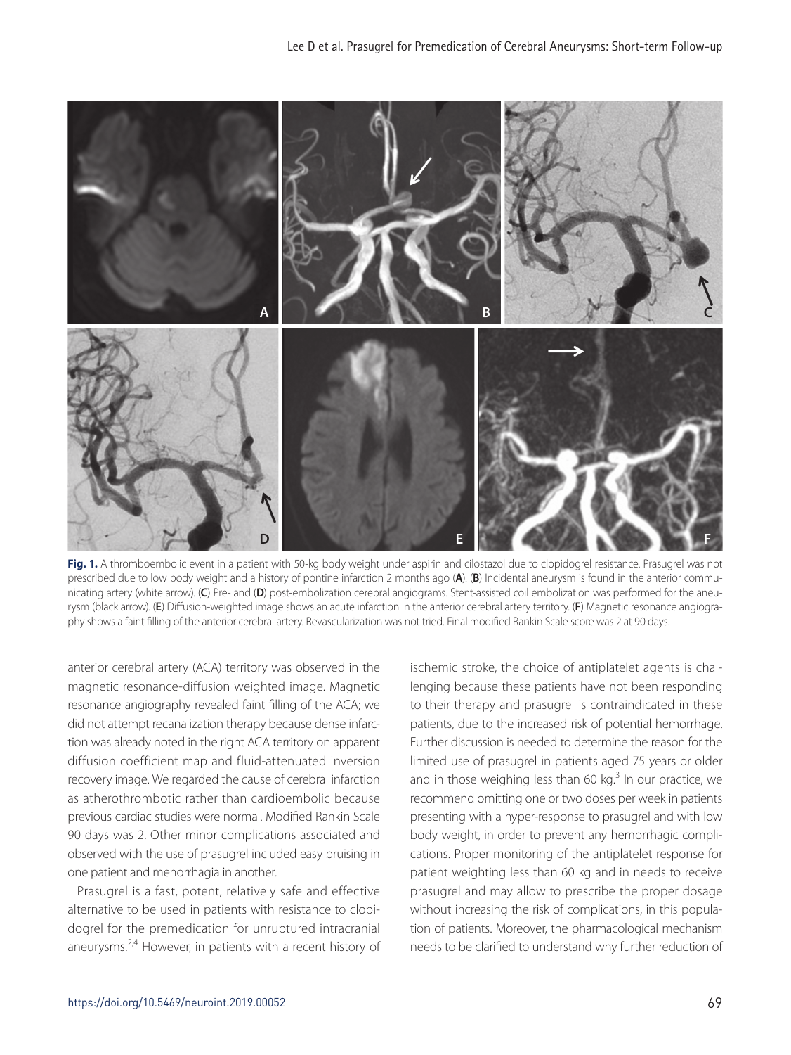**Fig. 1.** A thromboembolic event in a patient with 50-kg body weight under aspirin and cilostazol due to clopidogrel resistance. Prasugrel was not prescribed due to low body weight and a history of pontine infarction 2 months ago (**A**). (**B**) Incidental aneurysm is found in the anterior communicating artery (white arrow). (**C**) Pre- and (**D**) post-embolization cerebral angiograms. Stent-assisted coil embolization was performed for the aneurysm (black arrow). (**E**) Diffusion-weighted image shows an acute infarction in the anterior cerebral artery territory. (**F**) Magnetic resonance angiography shows a faint filling of the anterior cerebral artery. Revascularization was not tried. Final modified Rankin Scale score was 2 at 90 days.

anterior cerebral artery (ACA) territory was observed in the magnetic resonance-diffusion weighted image. Magnetic resonance angiography revealed faint filling of the ACA; we did not attempt recanalization therapy because dense infarction was already noted in the right ACA territory on apparent diffusion coefficient map and fluid-attenuated inversion recovery image. We regarded the cause of cerebral infarction as atherothrombotic rather than cardioembolic because previous cardiac studies were normal. Modified Rankin Scale 90 days was 2. Other minor complications associated and observed with the use of prasugrel included easy bruising in one patient and menorrhagia in another.

Prasugrel is a fast, potent, relatively safe and effective alternative to be used in patients with resistance to clopidogrel for the premedication for unruptured intracranial aneurysms.[2,4] However, in patients with a recent history of ischemic stroke, the choice of antiplatelet agents is challenging because these patients have not been responding to their therapy and prasugrel is contraindicated in these patients, due to the increased risk of potential hemorrhage. Further discussion is needed to determine the reason for the limited use of prasugrel in patients aged 75 years or older and in those weighing less than 60 kg.[3] In our practice, we recommend omitting one or two doses per week in patients presenting with a hyper-response to prasugrel and with low body weight, in order to prevent any hemorrhagic complications. Proper monitoring of the antiplatelet response for patient weighting less than 60 kg and in needs to receive prasugrel and may allow to prescribe the proper dosage without increasing the risk of complications, in this population of patients. Moreover, the pharmacological mechanism needs to be clarified to understand why further reduction of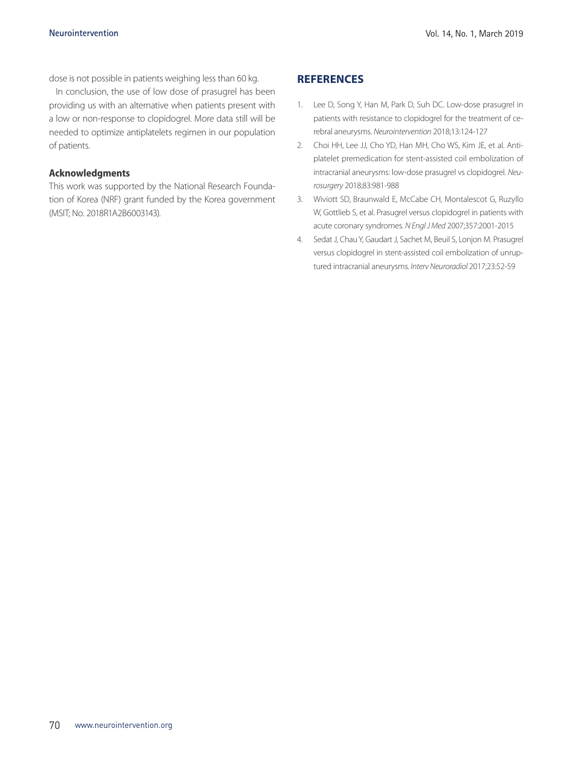dose is not possible in patients weighing less than 60 kg.

In conclusion, the use of low dose of prasugrel has been providing us with an alternative when patients present with a low or non-response to clopidogrel. More data still will be needed to optimize antiplatelets regimen in our population of patients.

### Acknowledgments

This work was supported by the National Research Foundation of Korea (NRF) grant funded by the Korea government (MSIT; No. 2018R1A2B6003143).

## REFERENCES

1. Lee D, Song Y, Han M, Park D, Suh DC. Low-dose prasugrel in patients with resistance to clopidogrel for the treatment of cerebral aneurysms. *Neurointervention* 2018;13:124-127
2. Choi HH, Lee JJ, Cho YD, Han MH, Cho WS, Kim JE, et al. Antiplatelet premedication for stent-assisted coil embolization of intracranial aneurysms: low-dose prasugrel vs clopidogrel. *Neurosurgery* 2018;83:981-988
3. Wiviott SD, Braunwald E, McCabe CH, Montalescot G, Ruzyllo W, Gottlieb S, et al. Prasugrel versus clopidogrel in patients with acute coronary syndromes. *N Engl J Med* 2007;357:2001-2015
4. Sedat J, Chau Y, Gaudart J, Sachet M, Beuil S, Lonjon M. Prasugrel versus clopidogrel in stent-assisted coil embolization of unruptured intracranial aneurysms. *Interv Neuroradiol* 2017;23:52-59